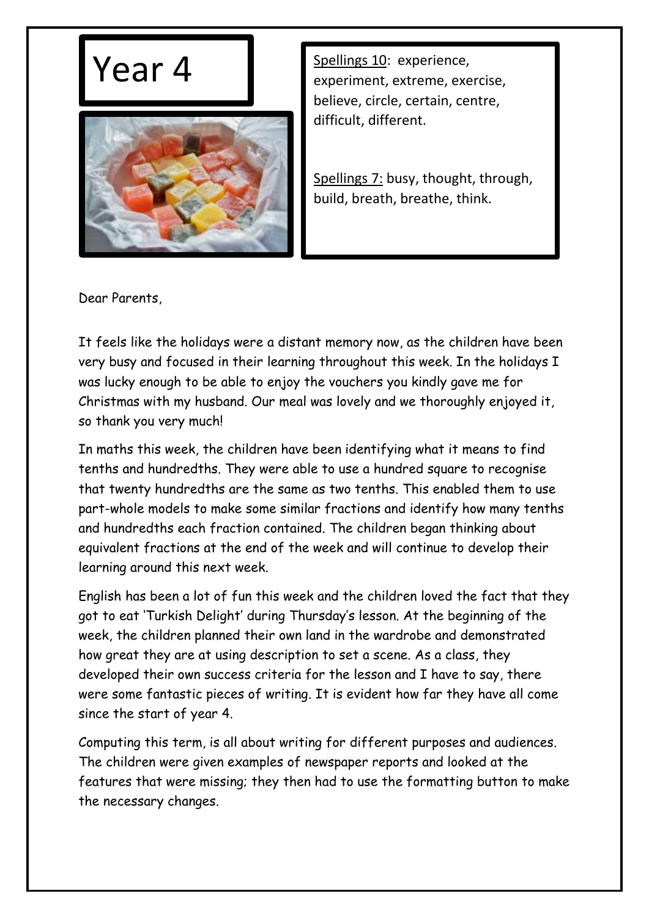# Year 4

<u>Spellings 10</u>: experience, experiment, extreme, exercise, believe, circle, certain, centre, difficult, different.

<u>Spellings 7:</u> busy, thought, through, build, breath, breathe, think.

Dear Parents,

It feels like the holidays were a distant memory now, as the children have been very busy and focused in their learning throughout this week. In the holidays I was lucky enough to be able to enjoy the vouchers you kindly gave me for Christmas with my husband. Our meal was lovely and we thoroughly enjoyed it, so thank you very much!

In maths this week, the children have been identifying what it means to find tenths and hundredths. They were able to use a hundred square to recognise that twenty hundredths are the same as two tenths. This enabled them to use part-whole models to make some similar fractions and identify how many tenths and hundredths each fraction contained. The children began thinking about equivalent fractions at the end of the week and will continue to develop their learning around this next week.

English has been a lot of fun this week and the children loved the fact that they got to eat 'Turkish Delight' during Thursday's lesson. At the beginning of the week, the children planned their own land in the wardrobe and demonstrated how great they are at using description to set a scene. As a class, they developed their own success criteria for the lesson and I have to say, there were some fantastic pieces of writing. It is evident how far they have all come since the start of year 4.

Computing this term, is all about writing for different purposes and audiences. The children were given examples of newspaper reports and looked at the features that were missing; they then had to use the formatting button to make the necessary changes.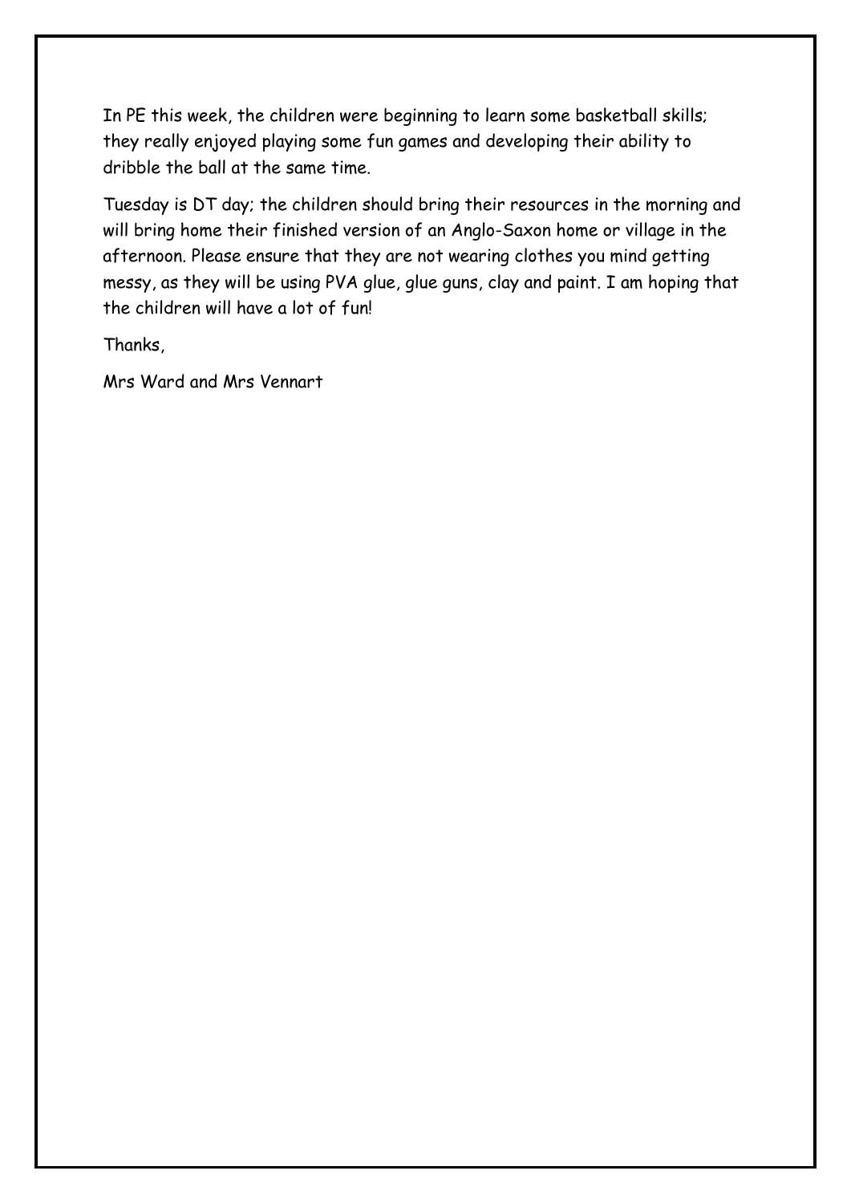In PE this week, the children were beginning to learn some basketball skills; they really enjoyed playing some fun games and developing their ability to dribble the ball at the same time.

Tuesday is DT day; the children should bring their resources in the morning and will bring home their finished version of an Anglo-Saxon home or village in the afternoon. Please ensure that they are not wearing clothes you mind getting messy, as they will be using PVA glue, glue guns, clay and paint. I am hoping that the children will have a lot of fun!

Thanks,

Mrs Ward and Mrs Vennart